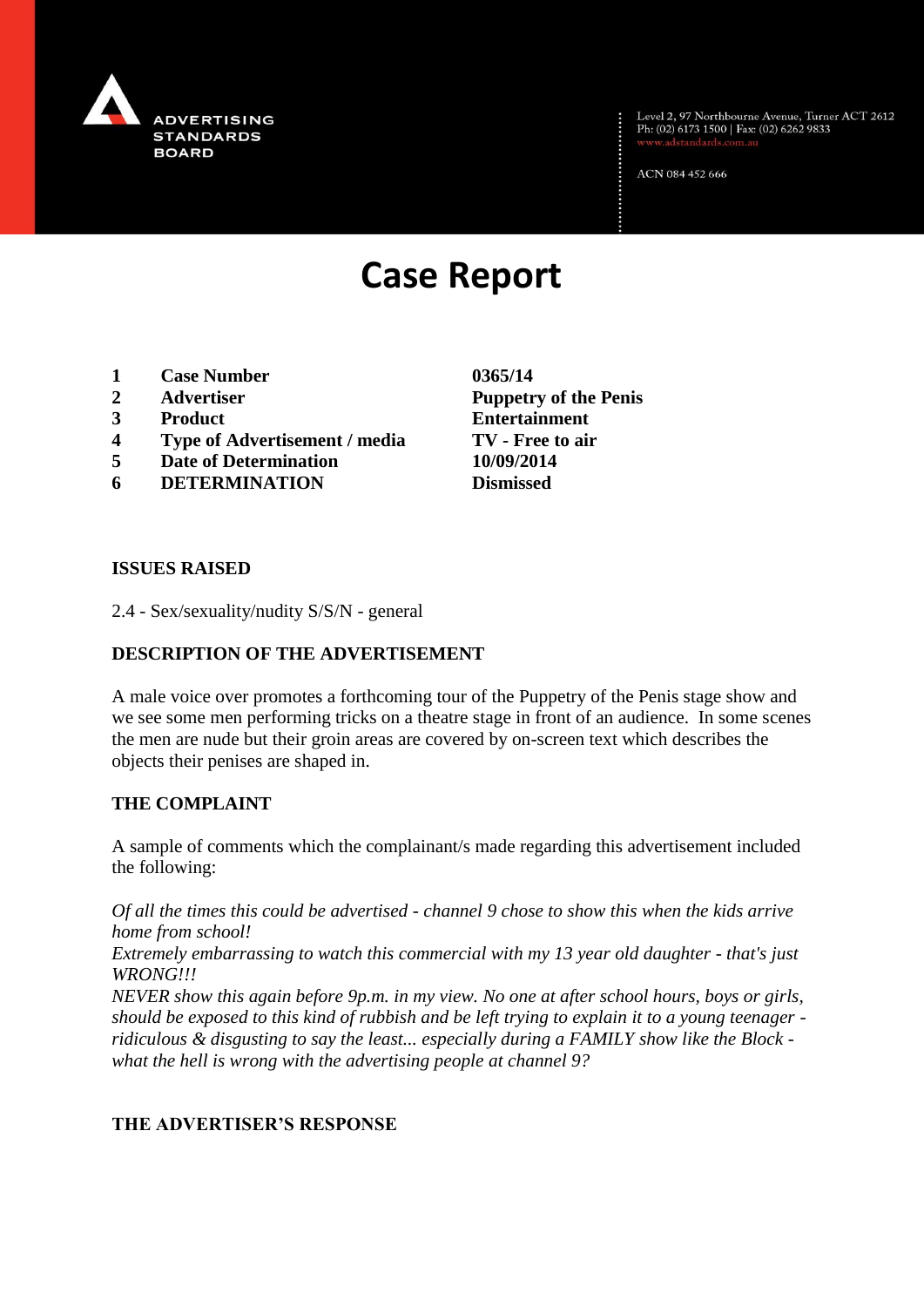ADVERTISING STANDARDS BOARD

Level 2, 97 Northbourne Avenue, Turner ACT 2612
Ph: (02) 6173 1500 | Fax: (02) 6262 9833
www.adstandards.com.au

ACN 084 452 666

# Case Report

| | | |
|---|---|---|
| **1** | **Case Number** | **0365/14** |
| **2** | **Advertiser** | **Puppetry of the Penis** |
| **3** | **Product** | **Entertainment** |
| **4** | **Type of Advertisement / media** | **TV - Free to air** |
| **5** | **Date of Determination** | **10/09/2014** |
| **6** | **DETERMINATION** | **Dismissed** |

## ISSUES RAISED

2.4 - Sex/sexuality/nudity S/S/N - general

## DESCRIPTION OF THE ADVERTISEMENT

A male voice over promotes a forthcoming tour of the Puppetry of the Penis stage show and we see some men performing tricks on a theatre stage in front of an audience. In some scenes the men are nude but their groin areas are covered by on-screen text which describes the objects their penises are shaped in.

## THE COMPLAINT

A sample of comments which the complainant/s made regarding this advertisement included the following:

*Of all the times this could be advertised - channel 9 chose to show this when the kids arrive home from school!*
*Extremely embarrassing to watch this commercial with my 13 year old daughter - that's just WRONG!!!*
*NEVER show this again before 9p.m. in my view. No one at after school hours, boys or girls, should be exposed to this kind of rubbish and be left trying to explain it to a young teenager - ridiculous & disgusting to say the least... especially during a FAMILY show like the Block - what the hell is wrong with the advertising people at channel 9?*

## THE ADVERTISER'S RESPONSE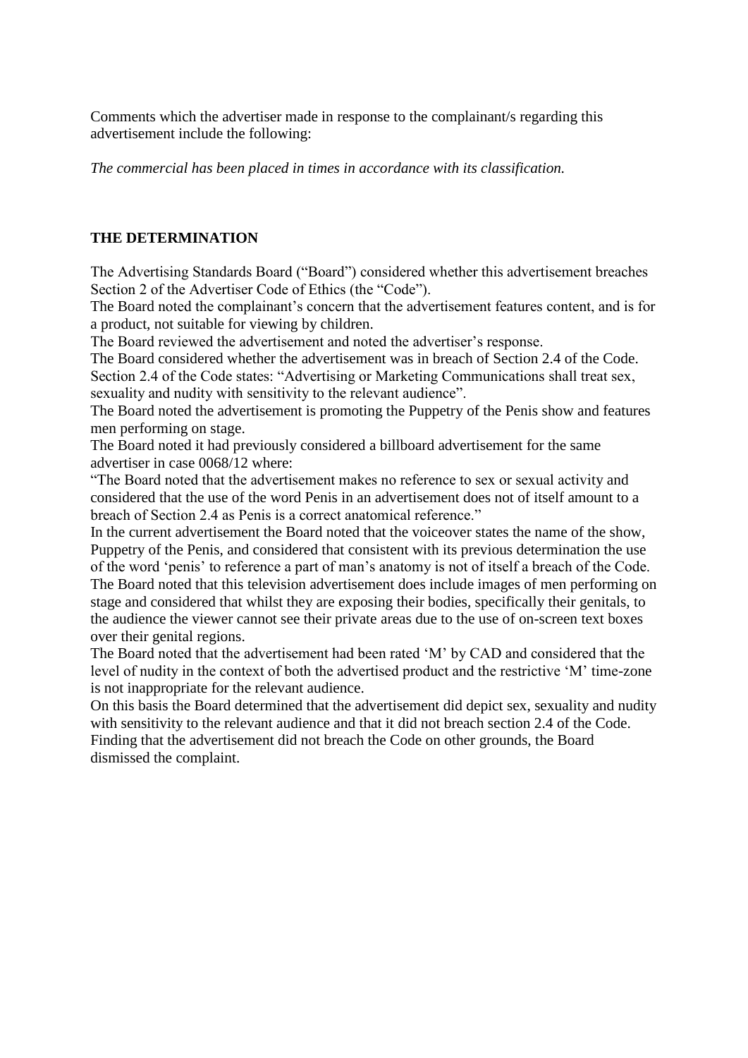Comments which the advertiser made in response to the complainant/s regarding this advertisement include the following:

*The commercial has been placed in times in accordance with its classification.*

## THE DETERMINATION

The Advertising Standards Board ("Board") considered whether this advertisement breaches Section 2 of the Advertiser Code of Ethics (the "Code").

The Board noted the complainant's concern that the advertisement features content, and is for a product, not suitable for viewing by children.

The Board reviewed the advertisement and noted the advertiser's response.

The Board considered whether the advertisement was in breach of Section 2.4 of the Code. Section 2.4 of the Code states: "Advertising or Marketing Communications shall treat sex, sexuality and nudity with sensitivity to the relevant audience".

The Board noted the advertisement is promoting the Puppetry of the Penis show and features men performing on stage.

The Board noted it had previously considered a billboard advertisement for the same advertiser in case 0068/12 where:

"The Board noted that the advertisement makes no reference to sex or sexual activity and considered that the use of the word Penis in an advertisement does not of itself amount to a breach of Section 2.4 as Penis is a correct anatomical reference."

In the current advertisement the Board noted that the voiceover states the name of the show, Puppetry of the Penis, and considered that consistent with its previous determination the use of the word 'penis' to reference a part of man's anatomy is not of itself a breach of the Code.

The Board noted that this television advertisement does include images of men performing on stage and considered that whilst they are exposing their bodies, specifically their genitals, to the audience the viewer cannot see their private areas due to the use of on-screen text boxes over their genital regions.

The Board noted that the advertisement had been rated 'M' by CAD and considered that the level of nudity in the context of both the advertised product and the restrictive 'M' time-zone is not inappropriate for the relevant audience.

On this basis the Board determined that the advertisement did depict sex, sexuality and nudity with sensitivity to the relevant audience and that it did not breach section 2.4 of the Code.

Finding that the advertisement did not breach the Code on other grounds, the Board dismissed the complaint.